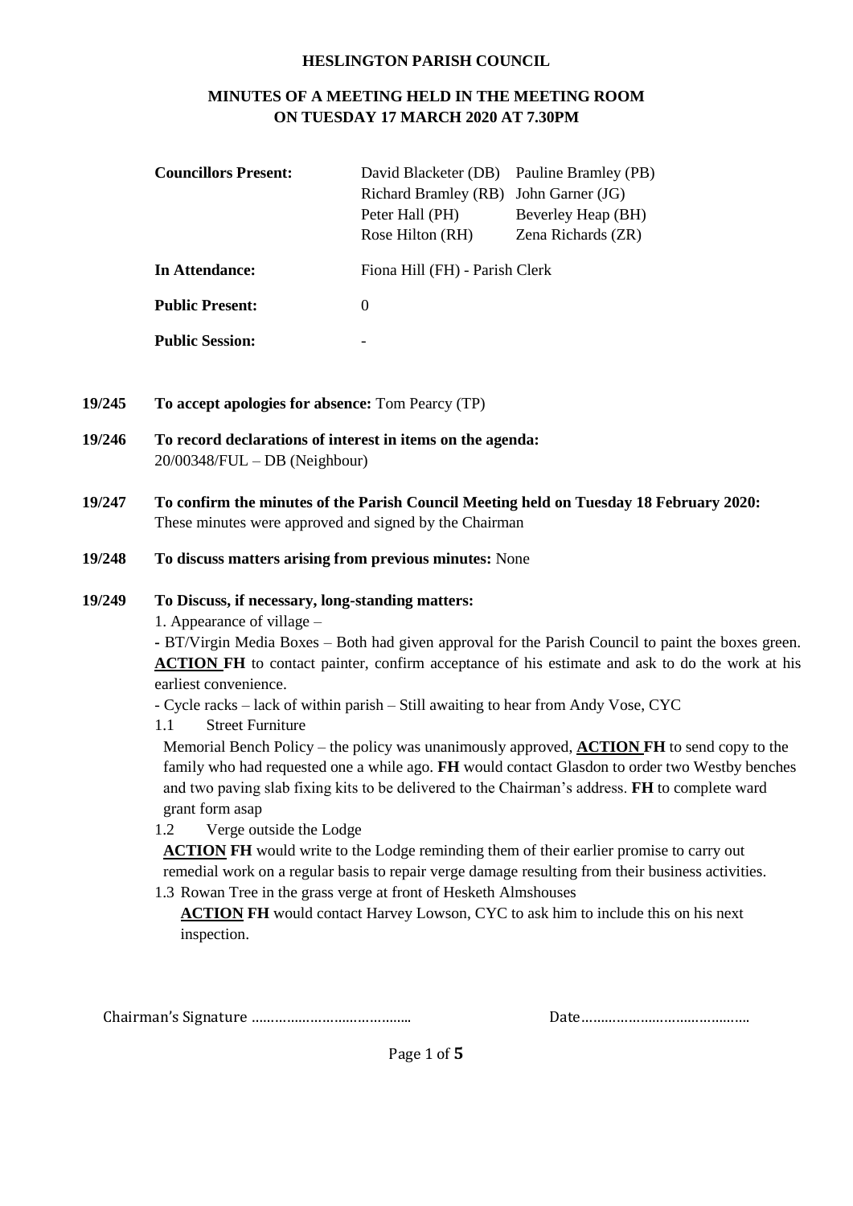**HESLINGTON PARISH COUNCIL**

**MINUTES OF A MEETING HELD IN THE MEETING ROOM ON TUESDAY 17 MARCH 2020 AT 7.30PM**

| | | |
|---|---|---|
| **Councillors Present:** | David Blacketer (DB) | Pauline Bramley (PB) |
| | Richard Bramley (RB) | John Garner (JG) |
| | Peter Hall (PH) | Beverley Heap (BH) |
| | Rose Hilton (RH) | Zena Richards (ZR) |
| **In Attendance:** | Fiona Hill (FH) - Parish Clerk | |
| **Public Present:** | 0 | |
| **Public Session:** | - | |

**19/245 To accept apologies for absence:** Tom Pearcy (TP)

**19/246 To record declarations of interest in items on the agenda:**
20/00348/FUL – DB (Neighbour)

**19/247 To confirm the minutes of the Parish Council Meeting held on Tuesday 18 February 2020:**
These minutes were approved and signed by the Chairman

**19/248 To discuss matters arising from previous minutes:** None

**19/249 To Discuss, if necessary, long-standing matters:**

1. Appearance of village –

- BT/Virgin Media Boxes – Both had given approval for the Parish Council to paint the boxes green. **ACTION FH** to contact painter, confirm acceptance of his estimate and ask to do the work at his earliest convenience.
- Cycle racks – lack of within parish – Still awaiting to hear from Andy Vose, CYC

1.1 Street Furniture

Memorial Bench Policy – the policy was unanimously approved, **ACTION FH** to send copy to the family who had requested one a while ago. **FH** would contact Glasdon to order two Westby benches and two paving slab fixing kits to be delivered to the Chairman's address. **FH** to complete ward grant form asap

1.2 Verge outside the Lodge

**ACTION FH** would write to the Lodge reminding them of their earlier promise to carry out remedial work on a regular basis to repair verge damage resulting from their business activities.

1.3 Rowan Tree in the grass verge at front of Hesketh Almshouses

**ACTION FH** would contact Harvey Lowson, CYC to ask him to include this on his next inspection.

Chairman's Signature ………………………………….. Date…………………………………….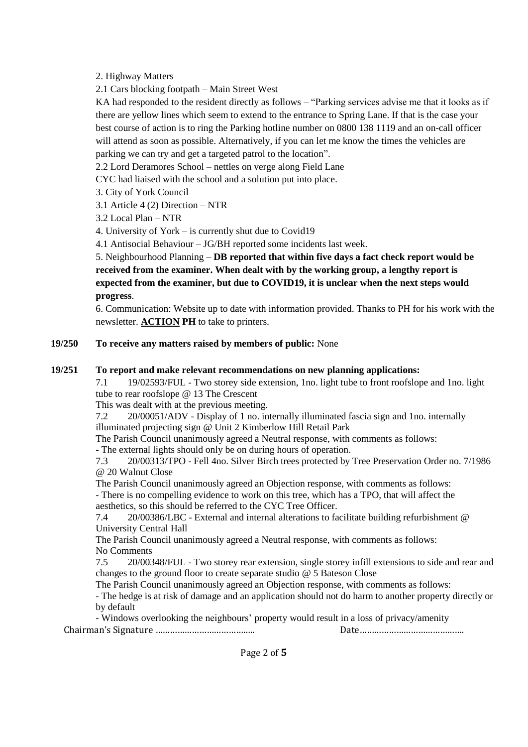2. Highway Matters

2.1 Cars blocking footpath – Main Street West

KA had responded to the resident directly as follows – "Parking services advise me that it looks as if there are yellow lines which seem to extend to the entrance to Spring Lane. If that is the case your best course of action is to ring the Parking hotline number on 0800 138 1119 and an on-call officer will attend as soon as possible. Alternatively, if you can let me know the times the vehicles are parking we can try and get a targeted patrol to the location".

2.2 Lord Deramores School – nettles on verge along Field Lane

CYC had liaised with the school and a solution put into place.

3. City of York Council

3.1 Article 4 (2) Direction – NTR

3.2 Local Plan – NTR

4. University of York – is currently shut due to Covid19

4.1 Antisocial Behaviour – JG/BH reported some incidents last week.

5. Neighbourhood Planning – **DB reported that within five days a fact check report would be received from the examiner. When dealt with by the working group, a lengthy report is expected from the examiner, but due to COVID19, it is unclear when the next steps would progress**.

6. Communication: Website up to date with information provided. Thanks to PH for his work with the newsletter. **ACTION PH** to take to printers.

**19/250 To receive any matters raised by members of public:** None

**19/251 To report and make relevant recommendations on new planning applications:**

7.1 19/02593/FUL - Two storey side extension, 1no. light tube to front roofslope and 1no. light tube to rear roofslope @ 13 The Crescent

This was dealt with at the previous meeting.

7.2 20/00051/ADV - Display of 1 no. internally illuminated fascia sign and 1no. internally illuminated projecting sign @ Unit 2 Kimberlow Hill Retail Park

The Parish Council unanimously agreed a Neutral response, with comments as follows:

- The external lights should only be on during hours of operation.

7.3 20/00313/TPO - Fell 4no. Silver Birch trees protected by Tree Preservation Order no. 7/1986 @ 20 Walnut Close

The Parish Council unanimously agreed an Objection response, with comments as follows:

- There is no compelling evidence to work on this tree, which has a TPO, that will affect the aesthetics, so this should be referred to the CYC Tree Officer.

7.4 20/00386/LBC - External and internal alterations to facilitate building refurbishment @ University Central Hall

The Parish Council unanimously agreed a Neutral response, with comments as follows:

No Comments

7.5 20/00348/FUL - Two storey rear extension, single storey infill extensions to side and rear and changes to the ground floor to create separate studio @ 5 Bateson Close

The Parish Council unanimously agreed an Objection response, with comments as follows:

- The hedge is at risk of damage and an application should not do harm to another property directly or by default

- Windows overlooking the neighbours' property would result in a loss of privacy/amenity

Chairman's Signature ……………………………….. Date……………………………………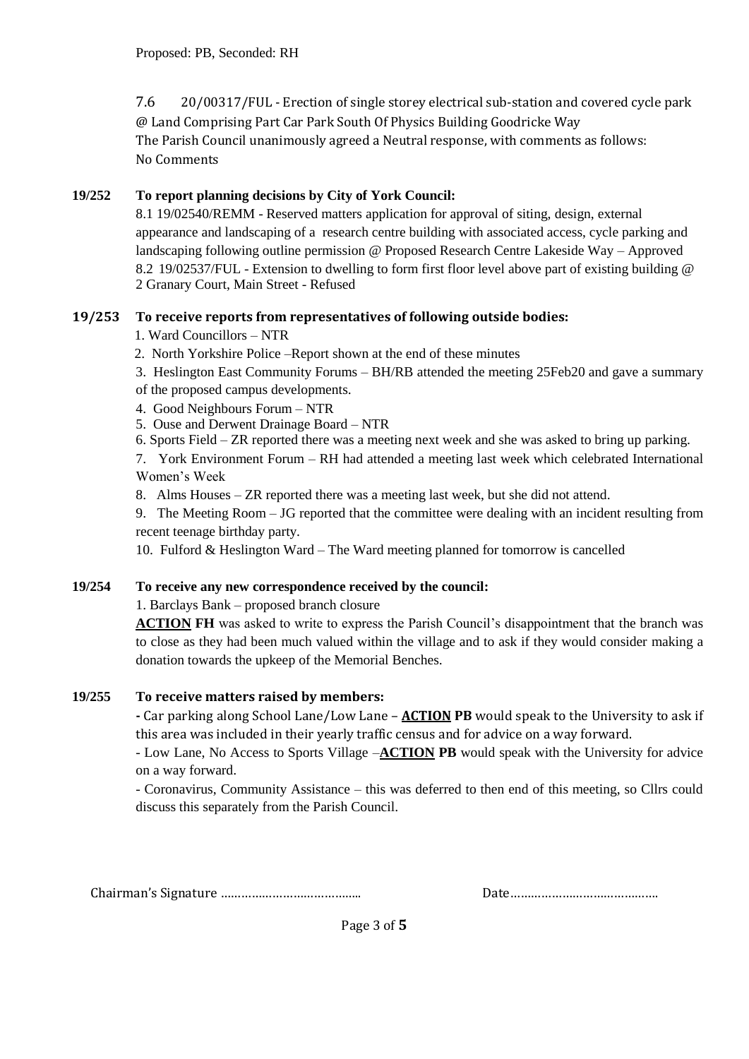Proposed: PB, Seconded: RH

7.6 20/00317/FUL - Erection of single storey electrical sub-station and covered cycle park @ Land Comprising Part Car Park South Of Physics Building Goodricke Way
The Parish Council unanimously agreed a Neutral response, with comments as follows:
No Comments

**19/252 To report planning decisions by City of York Council:**

8.1 19/02540/REMM - Reserved matters application for approval of siting, design, external appearance and landscaping of a research centre building with associated access, cycle parking and landscaping following outline permission @ Proposed Research Centre Lakeside Way – Approved
8.2 19/02537/FUL - Extension to dwelling to form first floor level above part of existing building @ 2 Granary Court, Main Street - Refused

**19/253 To receive reports from representatives of following outside bodies:**

1. Ward Councillors – NTR
2. North Yorkshire Police –Report shown at the end of these minutes
3. Heslington East Community Forums – BH/RB attended the meeting 25Feb20 and gave a summary of the proposed campus developments.
4. Good Neighbours Forum – NTR
5. Ouse and Derwent Drainage Board – NTR
6. Sports Field – ZR reported there was a meeting next week and she was asked to bring up parking.
7. York Environment Forum – RH had attended a meeting last week which celebrated International Women's Week
8. Alms Houses – ZR reported there was a meeting last week, but she did not attend.
9. The Meeting Room – JG reported that the committee were dealing with an incident resulting from recent teenage birthday party.
10. Fulford & Heslington Ward – The Ward meeting planned for tomorrow is cancelled

**19/254 To receive any new correspondence received by the council:**

1. Barclays Bank – proposed branch closure

**ACTION FH** was asked to write to express the Parish Council's disappointment that the branch was to close as they had been much valued within the village and to ask if they would consider making a donation towards the upkeep of the Memorial Benches.

**19/255 To receive matters raised by members:**

- Car parking along School Lane/Low Lane – **ACTION PB** would speak to the University to ask if this area was included in their yearly traffic census and for advice on a way forward.
- Low Lane, No Access to Sports Village –**ACTION PB** would speak with the University for advice on a way forward.
- Coronavirus, Community Assistance – this was deferred to then end of this meeting, so Cllrs could discuss this separately from the Parish Council.

Chairman's Signature …………………………………… Date……………………………………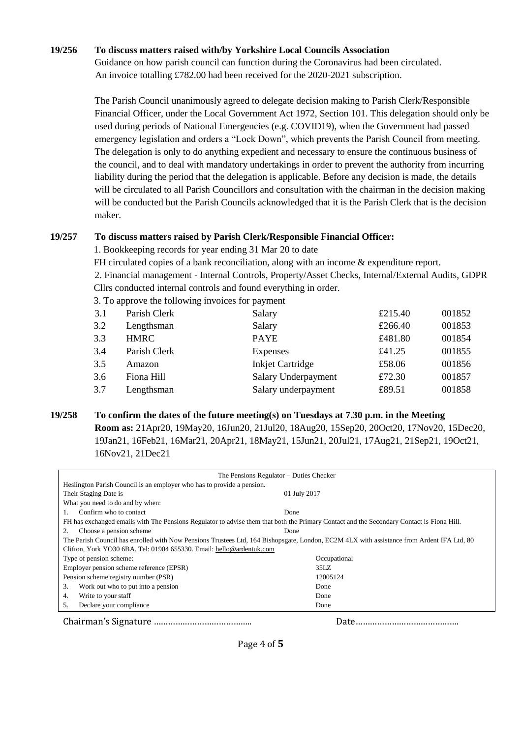**19/256 To discuss matters raised with/by Yorkshire Local Councils Association**

Guidance on how parish council can function during the Coronavirus had been circulated. An invoice totalling £782.00 had been received for the 2020-2021 subscription.

The Parish Council unanimously agreed to delegate decision making to Parish Clerk/Responsible Financial Officer, under the Local Government Act 1972, Section 101. This delegation should only be used during periods of National Emergencies (e.g. COVID19), when the Government had passed emergency legislation and orders a "Lock Down", which prevents the Parish Council from meeting. The delegation is only to do anything expedient and necessary to ensure the continuous business of the council, and to deal with mandatory undertakings in order to prevent the authority from incurring liability during the period that the delegation is applicable. Before any decision is made, the details will be circulated to all Parish Councillors and consultation with the chairman in the decision making will be conducted but the Parish Councils acknowledged that it is the Parish Clerk that is the decision maker.

**19/257 To discuss matters raised by Parish Clerk/Responsible Financial Officer:**

1. Bookkeeping records for year ending 31 Mar 20 to date

FH circulated copies of a bank reconciliation, along with an income & expenditure report.

2. Financial management - Internal Controls, Property/Asset Checks, Internal/External Audits, GDPR

Cllrs conducted internal controls and found everything in order.

3. To approve the following invoices for payment

| | | | | |
|---|---|---|---|---|
| 3.1 | Parish Clerk | Salary | £215.40 | 001852 |
| 3.2 | Lengthsman | Salary | £266.40 | 001853 |
| 3.3 | HMRC | PAYE | £481.80 | 001854 |
| 3.4 | Parish Clerk | Expenses | £41.25 | 001855 |
| 3.5 | Amazon | Inkjet Cartridge | £58.06 | 001856 |
| 3.6 | Fiona Hill | Salary Underpayment | £72.30 | 001857 |
| 3.7 | Lengthsman | Salary underpayment | £89.51 | 001858 |

**19/258 To confirm the dates of the future meeting(s) on Tuesdays at 7.30 p.m. in the Meeting Room as:** 21Apr20, 19May20, 16Jun20, 21Jul20, 18Aug20, 15Sep20, 20Oct20, 17Nov20, 15Dec20, 19Jan21, 16Feb21, 16Mar21, 20Apr21, 18May21, 15Jun21, 20Jul21, 17Aug21, 21Sep21, 19Oct21, 16Nov21, 21Dec21

| The Pensions Regulator – Duties Checker | |
|---|---|
| Heslington Parish Council is an employer who has to provide a pension. | |
| Their Staging Date is | 01 July 2017 |
| What you need to do and by when: | |
| 1. Confirm who to contact | Done |
| FH has exchanged emails with The Pensions Regulator to advise them that both the Primary Contact and the Secondary Contact is Fiona Hill. | |
| 2. Choose a pension scheme | Done |
| The Parish Council has enrolled with Now Pensions Trustees Ltd, 164 Bishopsgate, London, EC2M 4LX with assistance from Ardent IFA Ltd, 80 Clifton, York YO30 6BA. Tel: 01904 655330. Email: hello@ardentuk.com | |
| Type of pension scheme: | Occupational |
| Employer pension scheme reference (EPSR) | 35LZ |
| Pension scheme registry number (PSR) | 12005124 |
| 3. Work out who to put into a pension | Done |
| 4. Write to your staff | Done |
| 5. Declare your compliance | Done |

Chairman's Signature …………………………………… Date……………………………………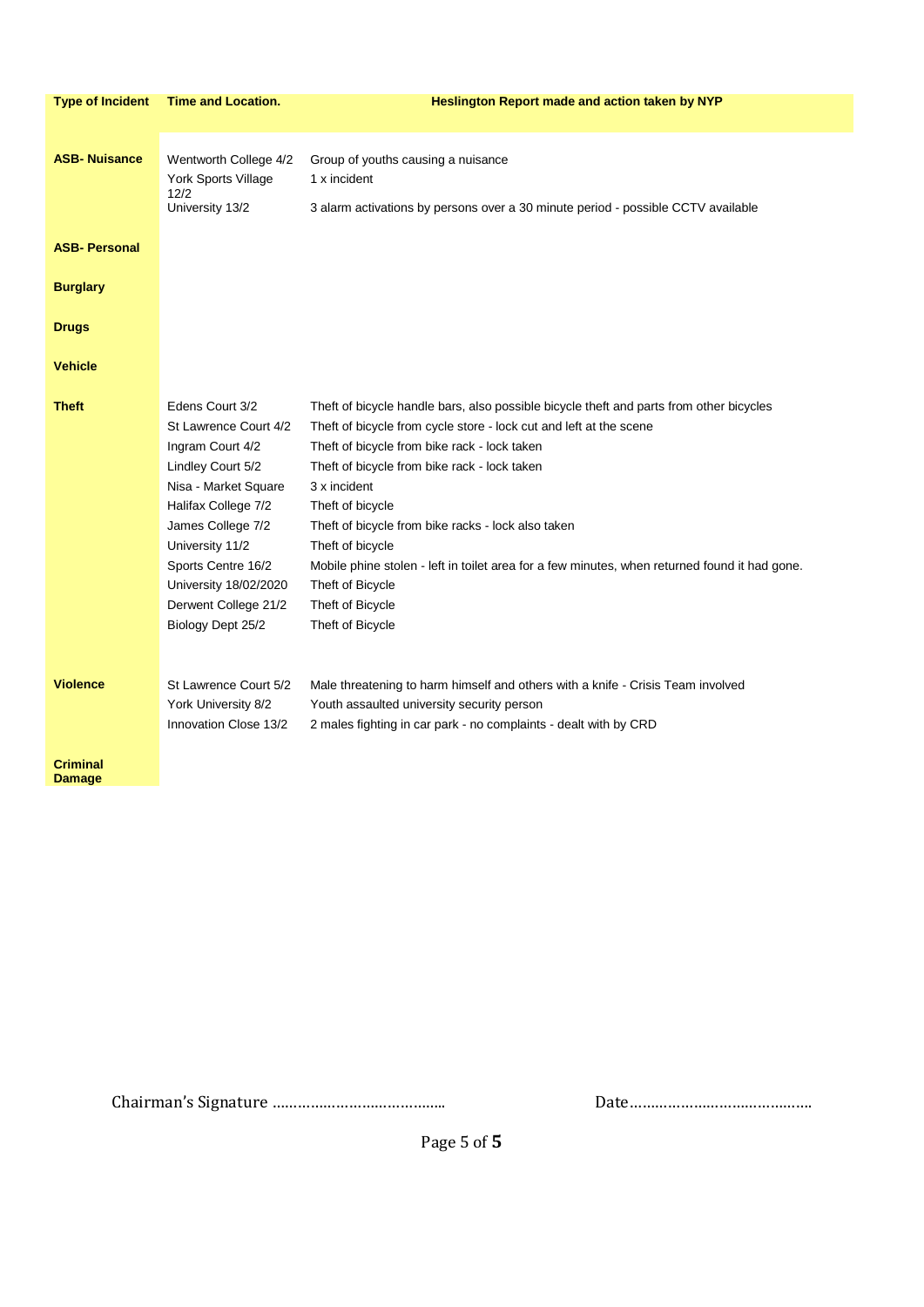| Type of Incident | Time and Location. | Heslington Report made and action taken by NYP |
|---|---|---|
| **ASB- Nuisance** | Wentworth College 4/2 | Group of youths causing a nuisance |
| | York Sports Village 12/2 | 1 x incident |
| | University 13/2 | 3 alarm activations by persons over a 30 minute period - possible CCTV available |
| **ASB- Personal** | | |
| **Burglary** | | |
| **Drugs** | | |
| **Vehicle** | | |
| **Theft** | Edens Court 3/2 | Theft of bicycle handle bars, also possible bicycle theft and parts from other bicycles |
| | St Lawrence Court 4/2 | Theft of bicycle from cycle store - lock cut and left at the scene |
| | Ingram Court 4/2 | Theft of bicycle from bike rack - lock taken |
| | Lindley Court 5/2 | Theft of bicycle from bike rack - lock taken |
| | Nisa - Market Square | 3 x incident |
| | Halifax College 7/2 | Theft of bicycle |
| | James College 7/2 | Theft of bicycle from bike racks - lock also taken |
| | University 11/2 | Theft of bicycle |
| | Sports Centre 16/2 | Mobile phine stolen - left in toilet area for a few minutes, when returned found it had gone. |
| | University 18/02/2020 | Theft of Bicycle |
| | Derwent College 21/2 | Theft of Bicycle |
| | Biology Dept 25/2 | Theft of Bicycle |
| **Violence** | St Lawrence Court 5/2 | Male threatening to harm himself and others with a knife - Crisis Team involved |
| | York University 8/2 | Youth assaulted university security person |
| | Innovation Close 13/2 | 2 males fighting in car park - no complaints - dealt with by CRD |
| **Criminal Damage** | | |

Chairman's Signature ……………………………………. Date…………………………………….